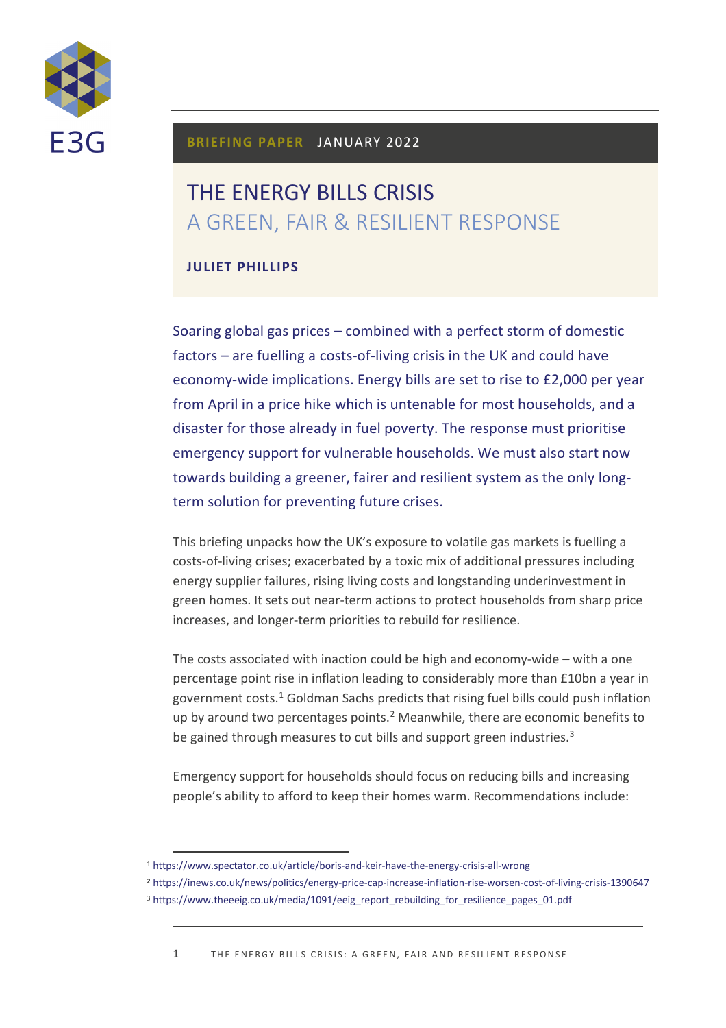E3G

**BRIEFING PAPER** JANUARY 2022

# THE ENERGY BILLS CRISIS
## A GREEN, FAIR & RESILIENT RESPONSE

**JULIET PHILLIPS**

Soaring global gas prices – combined with a perfect storm of domestic factors – are fuelling a costs-of-living crisis in the UK and could have economy-wide implications. Energy bills are set to rise to £2,000 per year from April in a price hike which is untenable for most households, and a disaster for those already in fuel poverty. The response must prioritise emergency support for vulnerable households. We must also start now towards building a greener, fairer and resilient system as the only long-term solution for preventing future crises.

This briefing unpacks how the UK's exposure to volatile gas markets is fuelling a costs-of-living crises; exacerbated by a toxic mix of additional pressures including energy supplier failures, rising living costs and longstanding underinvestment in green homes. It sets out near-term actions to protect households from sharp price increases, and longer-term priorities to rebuild for resilience.

The costs associated with inaction could be high and economy-wide – with a one percentage point rise in inflation leading to considerably more than £10bn a year in government costs.[1] Goldman Sachs predicts that rising fuel bills could push inflation up by around two percentages points.[2] Meanwhile, there are economic benefits to be gained through measures to cut bills and support green industries.[3]

Emergency support for households should focus on reducing bills and increasing people's ability to afford to keep their homes warm. Recommendations include:

---

[1] https://www.spectator.co.uk/article/boris-and-keir-have-the-energy-crisis-all-wrong

[2] https://inews.co.uk/news/politics/energy-price-cap-increase-inflation-rise-worsen-cost-of-living-crisis-1390647

[3] https://www.theeeig.co.uk/media/1091/eeig_report_rebuilding_for_resilience_pages_01.pdf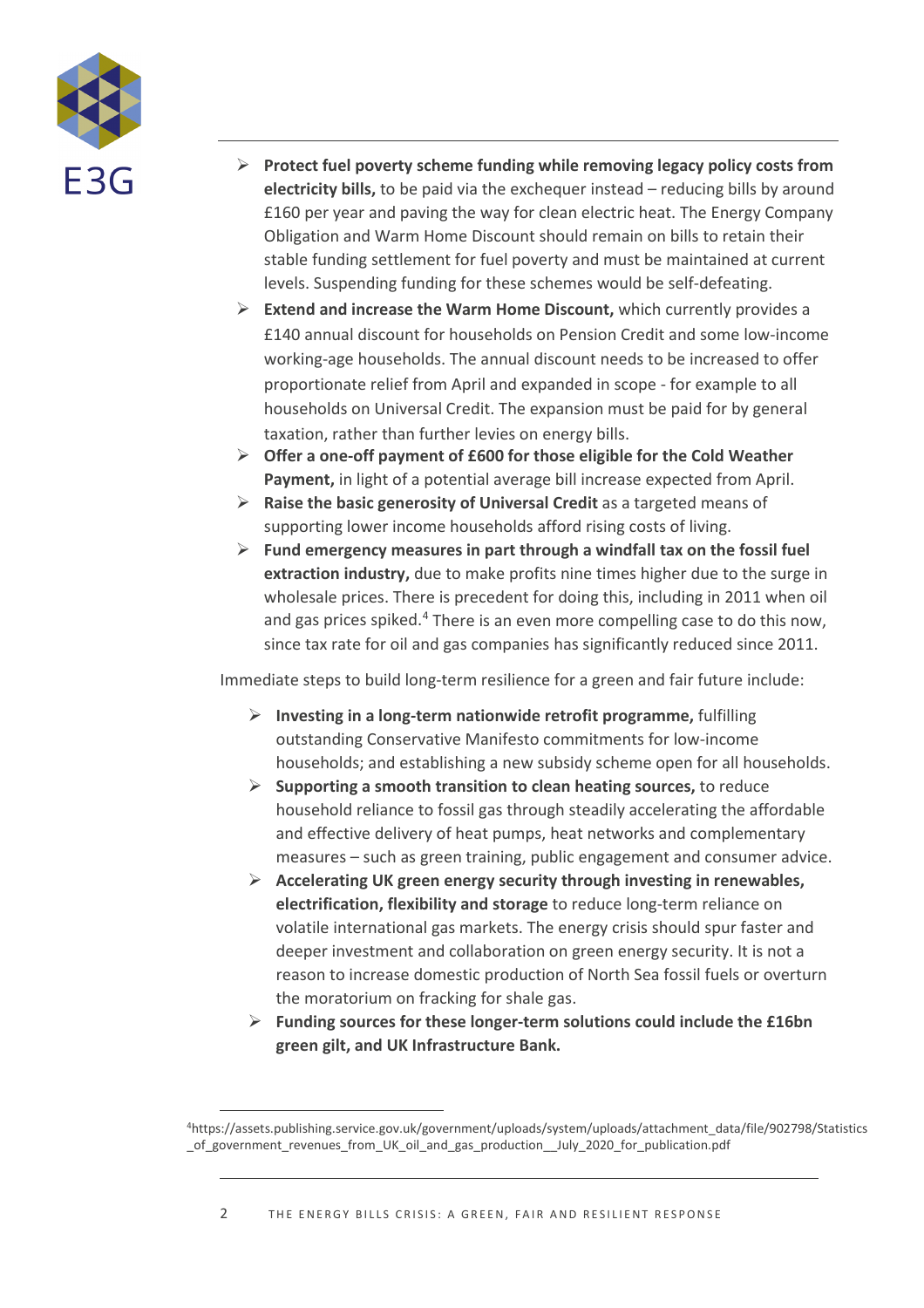- **Protect fuel poverty scheme funding while removing legacy policy costs from electricity bills,** to be paid via the exchequer instead – reducing bills by around £160 per year and paving the way for clean electric heat. The Energy Company Obligation and Warm Home Discount should remain on bills to retain their stable funding settlement for fuel poverty and must be maintained at current levels. Suspending funding for these schemes would be self-defeating.
- **Extend and increase the Warm Home Discount,** which currently provides a £140 annual discount for households on Pension Credit and some low-income working-age households. The annual discount needs to be increased to offer proportionate relief from April and expanded in scope - for example to all households on Universal Credit. The expansion must be paid for by general taxation, rather than further levies on energy bills.
- **Offer a one-off payment of £600 for those eligible for the Cold Weather Payment,** in light of a potential average bill increase expected from April.
- **Raise the basic generosity of Universal Credit** as a targeted means of supporting lower income households afford rising costs of living.
- **Fund emergency measures in part through a windfall tax on the fossil fuel extraction industry,** due to make profits nine times higher due to the surge in wholesale prices. There is precedent for doing this, including in 2011 when oil and gas prices spiked.[4] There is an even more compelling case to do this now, since tax rate for oil and gas companies has significantly reduced since 2011.

Immediate steps to build long-term resilience for a green and fair future include:

- **Investing in a long-term nationwide retrofit programme,** fulfilling outstanding Conservative Manifesto commitments for low-income households; and establishing a new subsidy scheme open for all households.
- **Supporting a smooth transition to clean heating sources,** to reduce household reliance to fossil gas through steadily accelerating the affordable and effective delivery of heat pumps, heat networks and complementary measures – such as green training, public engagement and consumer advice.
- **Accelerating UK green energy security through investing in renewables, electrification, flexibility and storage** to reduce long-term reliance on volatile international gas markets. The energy crisis should spur faster and deeper investment and collaboration on green energy security. It is not a reason to increase domestic production of North Sea fossil fuels or overturn the moratorium on fracking for shale gas.
- **Funding sources for these longer-term solutions could include the £16bn green gilt, and UK Infrastructure Bank.**

[4] https://assets.publishing.service.gov.uk/government/uploads/system/uploads/attachment_data/file/902798/Statistics_of_government_revenues_from_UK_oil_and_gas_production__July_2020_for_publication.pdf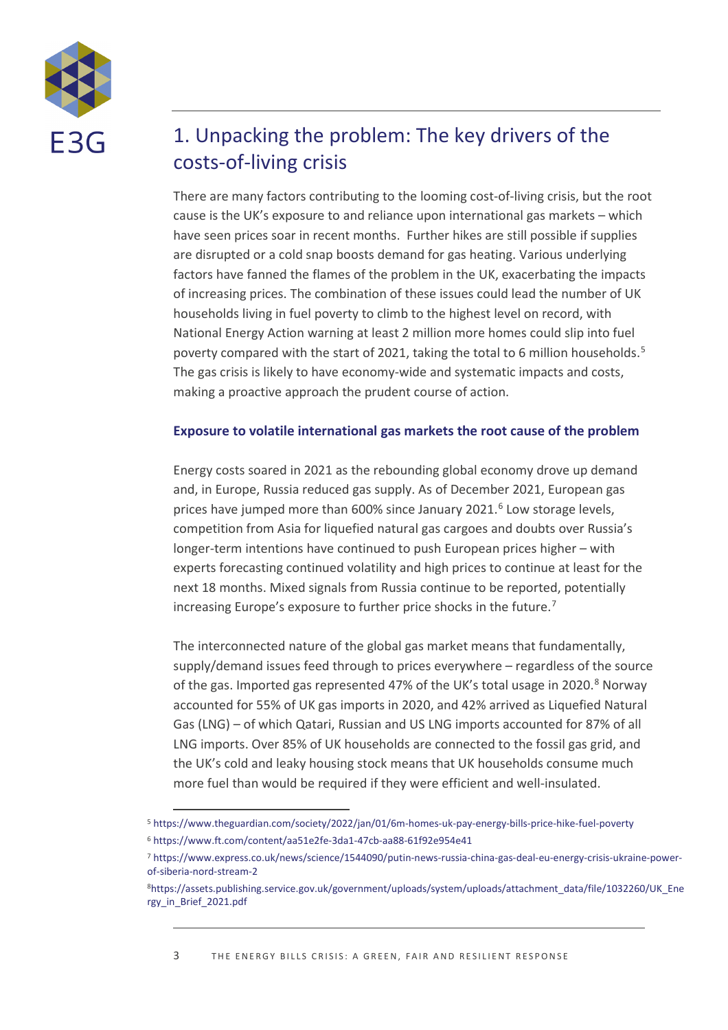## 1. Unpacking the problem: The key drivers of the costs-of-living crisis

There are many factors contributing to the looming cost-of-living crisis, but the root cause is the UK's exposure to and reliance upon international gas markets – which have seen prices soar in recent months. Further hikes are still possible if supplies are disrupted or a cold snap boosts demand for gas heating. Various underlying factors have fanned the flames of the problem in the UK, exacerbating the impacts of increasing prices. The combination of these issues could lead the number of UK households living in fuel poverty to climb to the highest level on record, with National Energy Action warning at least 2 million more homes could slip into fuel poverty compared with the start of 2021, taking the total to 6 million households.[5] The gas crisis is likely to have economy-wide and systematic impacts and costs, making a proactive approach the prudent course of action.

### Exposure to volatile international gas markets the root cause of the problem

Energy costs soared in 2021 as the rebounding global economy drove up demand and, in Europe, Russia reduced gas supply. As of December 2021, European gas prices have jumped more than 600% since January 2021.[6] Low storage levels, competition from Asia for liquefied natural gas cargoes and doubts over Russia's longer-term intentions have continued to push European prices higher – with experts forecasting continued volatility and high prices to continue at least for the next 18 months. Mixed signals from Russia continue to be reported, potentially increasing Europe's exposure to further price shocks in the future.[7]

The interconnected nature of the global gas market means that fundamentally, supply/demand issues feed through to prices everywhere – regardless of the source of the gas. Imported gas represented 47% of the UK's total usage in 2020.[8] Norway accounted for 55% of UK gas imports in 2020, and 42% arrived as Liquefied Natural Gas (LNG) – of which Qatari, Russian and US LNG imports accounted for 87% of all LNG imports. Over 85% of UK households are connected to the fossil gas grid, and the UK's cold and leaky housing stock means that UK households consume much more fuel than would be required if they were efficient and well-insulated.

---

[5] https://www.theguardian.com/society/2022/jan/01/6m-homes-uk-pay-energy-bills-price-hike-fuel-poverty

[6] https://www.ft.com/content/aa51e2fe-3da1-47cb-aa88-61f92e954e41

[7] https://www.express.co.uk/news/science/1544090/putin-news-russia-china-gas-deal-eu-energy-crisis-ukraine-power-of-siberia-nord-stream-2

[8] https://assets.publishing.service.gov.uk/government/uploads/system/uploads/attachment_data/file/1032260/UK_Energy_in_Brief_2021.pdf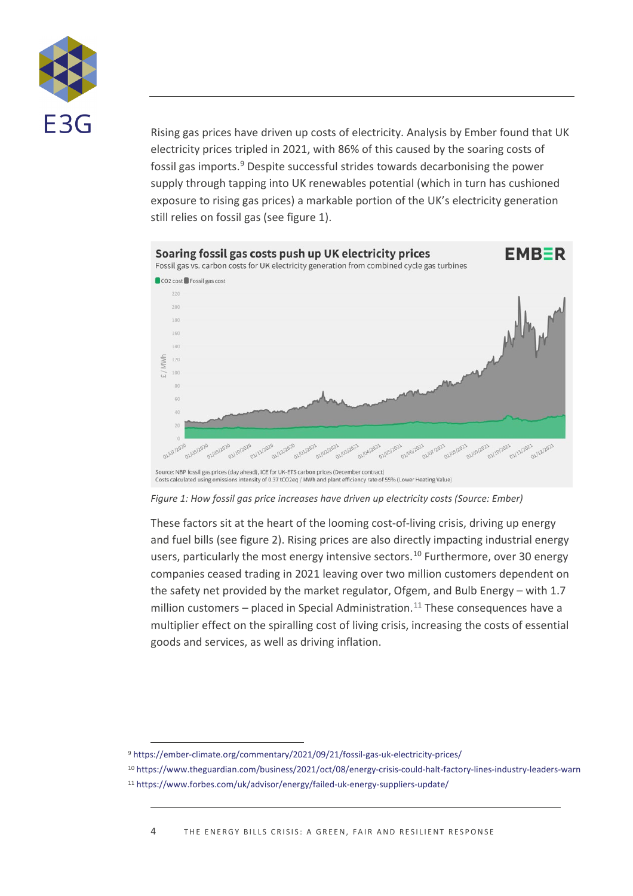Rising gas prices have driven up costs of electricity. Analysis by Ember found that UK electricity prices tripled in 2021, with 86% of this caused by the soaring costs of fossil gas imports.[9] Despite successful strides towards decarbonising the power supply through tapping into UK renewables potential (which in turn has cushioned exposure to rising gas prices) a markable portion of the UK's electricity generation still relies on fossil gas (see figure 1).

*Figure 1: How fossil gas price increases have driven up electricity costs (Source: Ember)*

These factors sit at the heart of the looming cost-of-living crisis, driving up energy and fuel bills (see figure 2). Rising prices are also directly impacting industrial energy users, particularly the most energy intensive sectors.[10] Furthermore, over 30 energy companies ceased trading in 2021 leaving over two million customers dependent on the safety net provided by the market regulator, Ofgem, and Bulb Energy – with 1.7 million customers – placed in Special Administration.[11] These consequences have a multiplier effect on the spiralling cost of living crisis, increasing the costs of essential goods and services, as well as driving inflation.

---

[9] https://ember-climate.org/commentary/2021/09/21/fossil-gas-uk-electricity-prices/

[10] https://www.theguardian.com/business/2021/oct/08/energy-crisis-could-halt-factory-lines-industry-leaders-warn

[11] https://www.forbes.com/uk/advisor/energy/failed-uk-energy-suppliers-update/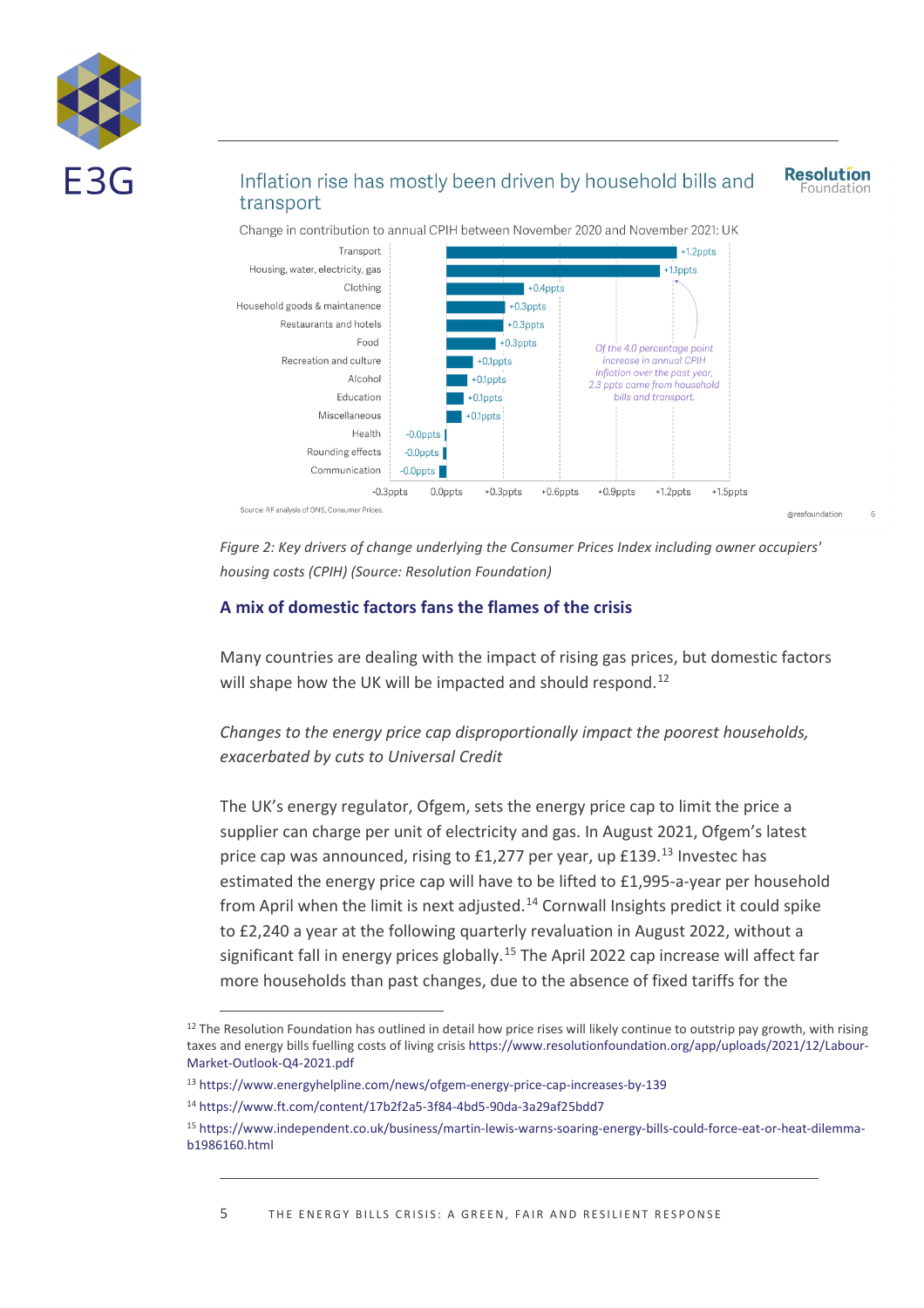Inflation rise has mostly been driven by household bills and transport

Change in contribution to annual CPIH between November 2020 and November 2021: UK

| Category | Change |
| --- | --- |
| Transport | +1.2ppts |
| Housing, water, electricity, gas | +1.1ppts |
| Clothing | +0.4ppts |
| Household goods & maintanence | +0.3ppts |
| Restaurants and hotels | +0.3ppts |
| Food | +0.3ppts |
| Recreation and culture | +0.1ppts |
| Alcohol | +0.1ppts |
| Education | +0.1ppts |
| Miscellaneous | +0.1ppts |
| Health | -0.0ppts |
| Rounding effects | -0.0ppts |
| Communication | -0.0ppts |

*Of the 4.0 percentage point increase in annual CPIH inflation over the past year, 2.3 ppts came from household bills and transport.*

Source: RF analysis of ONS, Consumer Prices.

*Figure 2: Key drivers of change underlying the Consumer Prices Index including owner occupiers' housing costs (CPIH) (Source: Resolution Foundation)*

## A mix of domestic factors fans the flames of the crisis

Many countries are dealing with the impact of rising gas prices, but domestic factors will shape how the UK will be impacted and should respond.[12]

*Changes to the energy price cap disproportionally impact the poorest households, exacerbated by cuts to Universal Credit*

The UK's energy regulator, Ofgem, sets the energy price cap to limit the price a supplier can charge per unit of electricity and gas. In August 2021, Ofgem's latest price cap was announced, rising to £1,277 per year, up £139.[13] Investec has estimated the energy price cap will have to be lifted to £1,995-a-year per household from April when the limit is next adjusted.[14] Cornwall Insights predict it could spike to £2,240 a year at the following quarterly revaluation in August 2022, without a significant fall in energy prices globally.[15] The April 2022 cap increase will affect far more households than past changes, due to the absence of fixed tariffs for the

---

[12] The Resolution Foundation has outlined in detail how price rises will likely continue to outstrip pay growth, with rising taxes and energy bills fuelling costs of living crisis https://www.resolutionfoundation.org/app/uploads/2021/12/Labour-Market-Outlook-Q4-2021.pdf

[13] https://www.energyhelpline.com/news/ofgem-energy-price-cap-increases-by-139

[14] https://www.ft.com/content/17b2f2a5-3f84-4bd5-90da-3a29af25bdd7

[15] https://www.independent.co.uk/business/martin-lewis-warns-soaring-energy-bills-could-force-eat-or-heat-dilemma-b1986160.html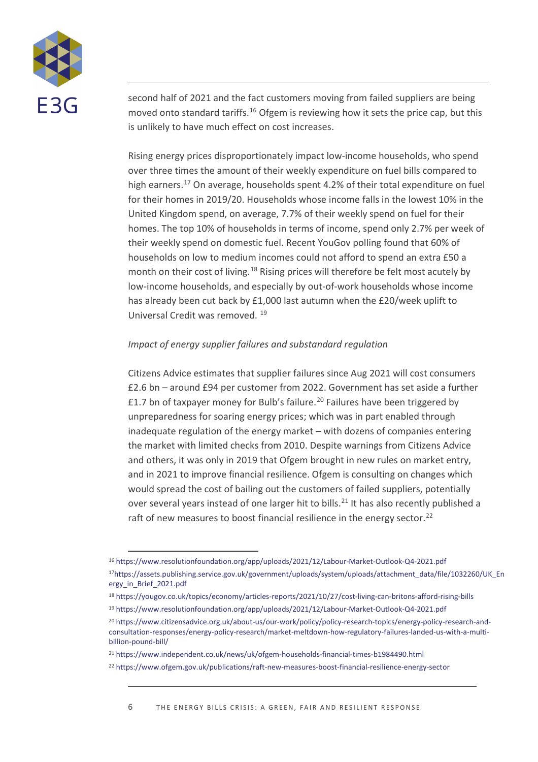second half of 2021 and the fact customers moving from failed suppliers are being moved onto standard tariffs.[16] Ofgem is reviewing how it sets the price cap, but this is unlikely to have much effect on cost increases.

Rising energy prices disproportionately impact low-income households, who spend over three times the amount of their weekly expenditure on fuel bills compared to high earners.[17] On average, households spent 4.2% of their total expenditure on fuel for their homes in 2019/20. Households whose income falls in the lowest 10% in the United Kingdom spend, on average, 7.7% of their weekly spend on fuel for their homes. The top 10% of households in terms of income, spend only 2.7% per week of their weekly spend on domestic fuel. Recent YouGov polling found that 60% of households on low to medium incomes could not afford to spend an extra £50 a month on their cost of living.[18] Rising prices will therefore be felt most acutely by low-income households, and especially by out-of-work households whose income has already been cut back by £1,000 last autumn when the £20/week uplift to Universal Credit was removed. [19]

*Impact of energy supplier failures and substandard regulation*

Citizens Advice estimates that supplier failures since Aug 2021 will cost consumers £2.6 bn – around £94 per customer from 2022. Government has set aside a further £1.7 bn of taxpayer money for Bulb's failure.[20] Failures have been triggered by unpreparedness for soaring energy prices; which was in part enabled through inadequate regulation of the energy market – with dozens of companies entering the market with limited checks from 2010. Despite warnings from Citizens Advice and others, it was only in 2019 that Ofgem brought in new rules on market entry, and in 2021 to improve financial resilience. Ofgem is consulting on changes which would spread the cost of bailing out the customers of failed suppliers, potentially over several years instead of one larger hit to bills.[21] It has also recently published a raft of new measures to boost financial resilience in the energy sector.[22]

---

[16] https://www.resolutionfoundation.org/app/uploads/2021/12/Labour-Market-Outlook-Q4-2021.pdf

[17] https://assets.publishing.service.gov.uk/government/uploads/system/uploads/attachment_data/file/1032260/UK_Energy_in_Brief_2021.pdf

[18] https://yougov.co.uk/topics/economy/articles-reports/2021/10/27/cost-living-can-britons-afford-rising-bills

[19] https://www.resolutionfoundation.org/app/uploads/2021/12/Labour-Market-Outlook-Q4-2021.pdf

[20] https://www.citizensadvice.org.uk/about-us/our-work/policy/policy-research-topics/energy-policy-research-and-consultation-responses/energy-policy-research/market-meltdown-how-regulatory-failures-landed-us-with-a-multi-billion-pound-bill/

[21] https://www.independent.co.uk/news/uk/ofgem-households-financial-times-b1984490.html

[22] https://www.ofgem.gov.uk/publications/raft-new-measures-boost-financial-resilience-energy-sector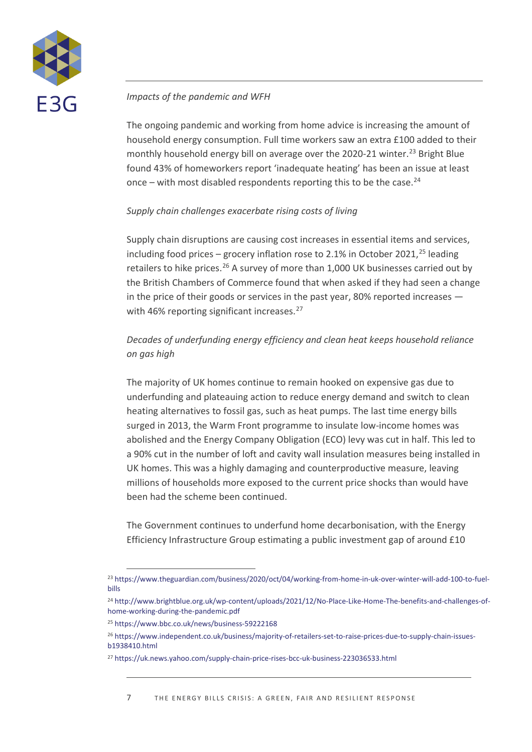*Impacts of the pandemic and WFH*

The ongoing pandemic and working from home advice is increasing the amount of household energy consumption. Full time workers saw an extra £100 added to their monthly household energy bill on average over the 2020-21 winter.[23] Bright Blue found 43% of homeworkers report 'inadequate heating' has been an issue at least once – with most disabled respondents reporting this to be the case.[24]

*Supply chain challenges exacerbate rising costs of living*

Supply chain disruptions are causing cost increases in essential items and services, including food prices – grocery inflation rose to 2.1% in October 2021,[25] leading retailers to hike prices.[26] A survey of more than 1,000 UK businesses carried out by the British Chambers of Commerce found that when asked if they had seen a change in the price of their goods or services in the past year, 80% reported increases — with 46% reporting significant increases.[27]

*Decades of underfunding energy efficiency and clean heat keeps household reliance on gas high*

The majority of UK homes continue to remain hooked on expensive gas due to underfunding and plateauing action to reduce energy demand and switch to clean heating alternatives to fossil gas, such as heat pumps. The last time energy bills surged in 2013, the Warm Front programme to insulate low-income homes was abolished and the Energy Company Obligation (ECO) levy was cut in half. This led to a 90% cut in the number of loft and cavity wall insulation measures being installed in UK homes. This was a highly damaging and counterproductive measure, leaving millions of households more exposed to the current price shocks than would have been had the scheme been continued.

The Government continues to underfund home decarbonisation, with the Energy Efficiency Infrastructure Group estimating a public investment gap of around £10

---

[23] https://www.theguardian.com/business/2020/oct/04/working-from-home-in-uk-over-winter-will-add-100-to-fuel-bills

[24] http://www.brightblue.org.uk/wp-content/uploads/2021/12/No-Place-Like-Home-The-benefits-and-challenges-of-home-working-during-the-pandemic.pdf

[25] https://www.bbc.co.uk/news/business-59222168

[26] https://www.independent.co.uk/business/majority-of-retailers-set-to-raise-prices-due-to-supply-chain-issues-b1938410.html

[27] https://uk.news.yahoo.com/supply-chain-price-rises-bcc-uk-business-223036533.html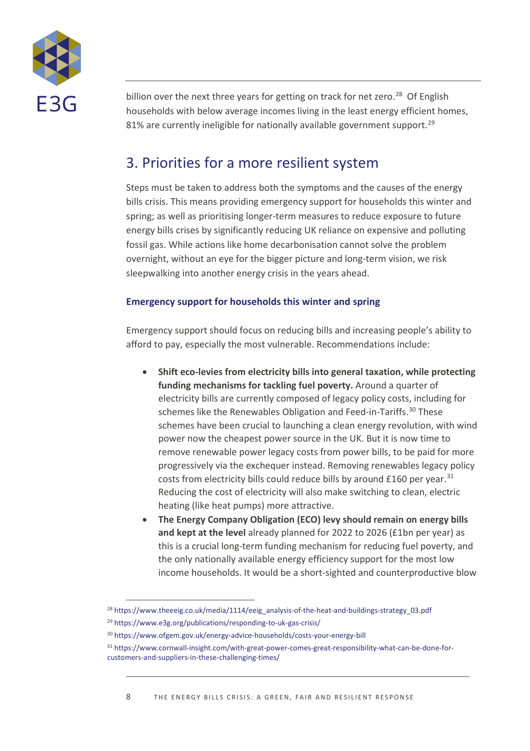billion over the next three years for getting on track for net zero.[28] Of English households with below average incomes living in the least energy efficient homes, 81% are currently ineligible for nationally available government support.[29]

## 3. Priorities for a more resilient system

Steps must be taken to address both the symptoms and the causes of the energy bills crisis. This means providing emergency support for households this winter and spring; as well as prioritising longer-term measures to reduce exposure to future energy bills crises by significantly reducing UK reliance on expensive and polluting fossil gas. While actions like home decarbonisation cannot solve the problem overnight, without an eye for the bigger picture and long-term vision, we risk sleepwalking into another energy crisis in the years ahead.

### Emergency support for households this winter and spring

Emergency support should focus on reducing bills and increasing people's ability to afford to pay, especially the most vulnerable. Recommendations include:

- **Shift eco-levies from electricity bills into general taxation, while protecting funding mechanisms for tackling fuel poverty.** Around a quarter of electricity bills are currently composed of legacy policy costs, including for schemes like the Renewables Obligation and Feed-in-Tariffs.[30] These schemes have been crucial to launching a clean energy revolution, with wind power now the cheapest power source in the UK. But it is now time to remove renewable power legacy costs from power bills, to be paid for more progressively via the exchequer instead. Removing renewables legacy policy costs from electricity bills could reduce bills by around £160 per year.[31] Reducing the cost of electricity will also make switching to clean, electric heating (like heat pumps) more attractive.
- **The Energy Company Obligation (ECO) levy should remain on energy bills and kept at the level** already planned for 2022 to 2026 (£1bn per year) as this is a crucial long-term funding mechanism for reducing fuel poverty, and the only nationally available energy efficiency support for the most low income households. It would be a short-sighted and counterproductive blow

---

[28] https://www.theeeig.co.uk/media/1114/eeig_analysis-of-the-heat-and-buildings-strategy_03.pdf

[29] https://www.e3g.org/publications/responding-to-uk-gas-crisis/

[30] https://www.ofgem.gov.uk/energy-advice-households/costs-your-energy-bill

[31] https://www.cornwall-insight.com/with-great-power-comes-great-responsibility-what-can-be-done-for-customers-and-suppliers-in-these-challenging-times/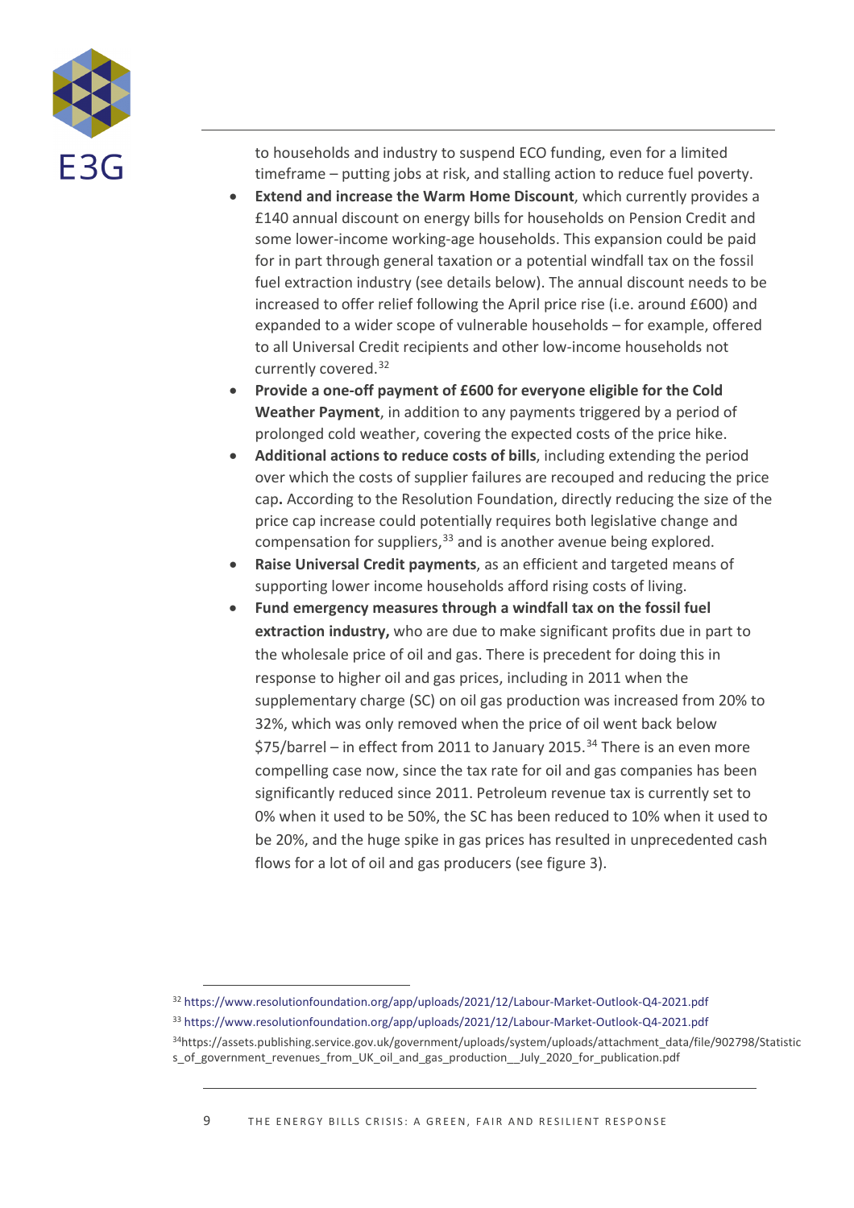to households and industry to suspend ECO funding, even for a limited timeframe – putting jobs at risk, and stalling action to reduce fuel poverty.

- **Extend and increase the Warm Home Discount**, which currently provides a £140 annual discount on energy bills for households on Pension Credit and some lower-income working-age households. This expansion could be paid for in part through general taxation or a potential windfall tax on the fossil fuel extraction industry (see details below). The annual discount needs to be increased to offer relief following the April price rise (i.e. around £600) and expanded to a wider scope of vulnerable households – for example, offered to all Universal Credit recipients and other low-income households not currently covered.[32]
- **Provide a one-off payment of £600 for everyone eligible for the Cold Weather Payment**, in addition to any payments triggered by a period of prolonged cold weather, covering the expected costs of the price hike.
- **Additional actions to reduce costs of bills**, including extending the period over which the costs of supplier failures are recouped and reducing the price cap**.** According to the Resolution Foundation, directly reducing the size of the price cap increase could potentially requires both legislative change and compensation for suppliers,[33] and is another avenue being explored.
- **Raise Universal Credit payments**, as an efficient and targeted means of supporting lower income households afford rising costs of living.
- **Fund emergency measures through a windfall tax on the fossil fuel extraction industry,** who are due to make significant profits due in part to the wholesale price of oil and gas. There is precedent for doing this in response to higher oil and gas prices, including in 2011 when the supplementary charge (SC) on oil gas production was increased from 20% to 32%, which was only removed when the price of oil went back below \$75/barrel – in effect from 2011 to January 2015.[34] There is an even more compelling case now, since the tax rate for oil and gas companies has been significantly reduced since 2011. Petroleum revenue tax is currently set to 0% when it used to be 50%, the SC has been reduced to 10% when it used to be 20%, and the huge spike in gas prices has resulted in unprecedented cash flows for a lot of oil and gas producers (see figure 3).

[32] https://www.resolutionfoundation.org/app/uploads/2021/12/Labour-Market-Outlook-Q4-2021.pdf

[33] https://www.resolutionfoundation.org/app/uploads/2021/12/Labour-Market-Outlook-Q4-2021.pdf

[34] https://assets.publishing.service.gov.uk/government/uploads/system/uploads/attachment_data/file/902798/Statistics_of_government_revenues_from_UK_oil_and_gas_production__July_2020_for_publication.pdf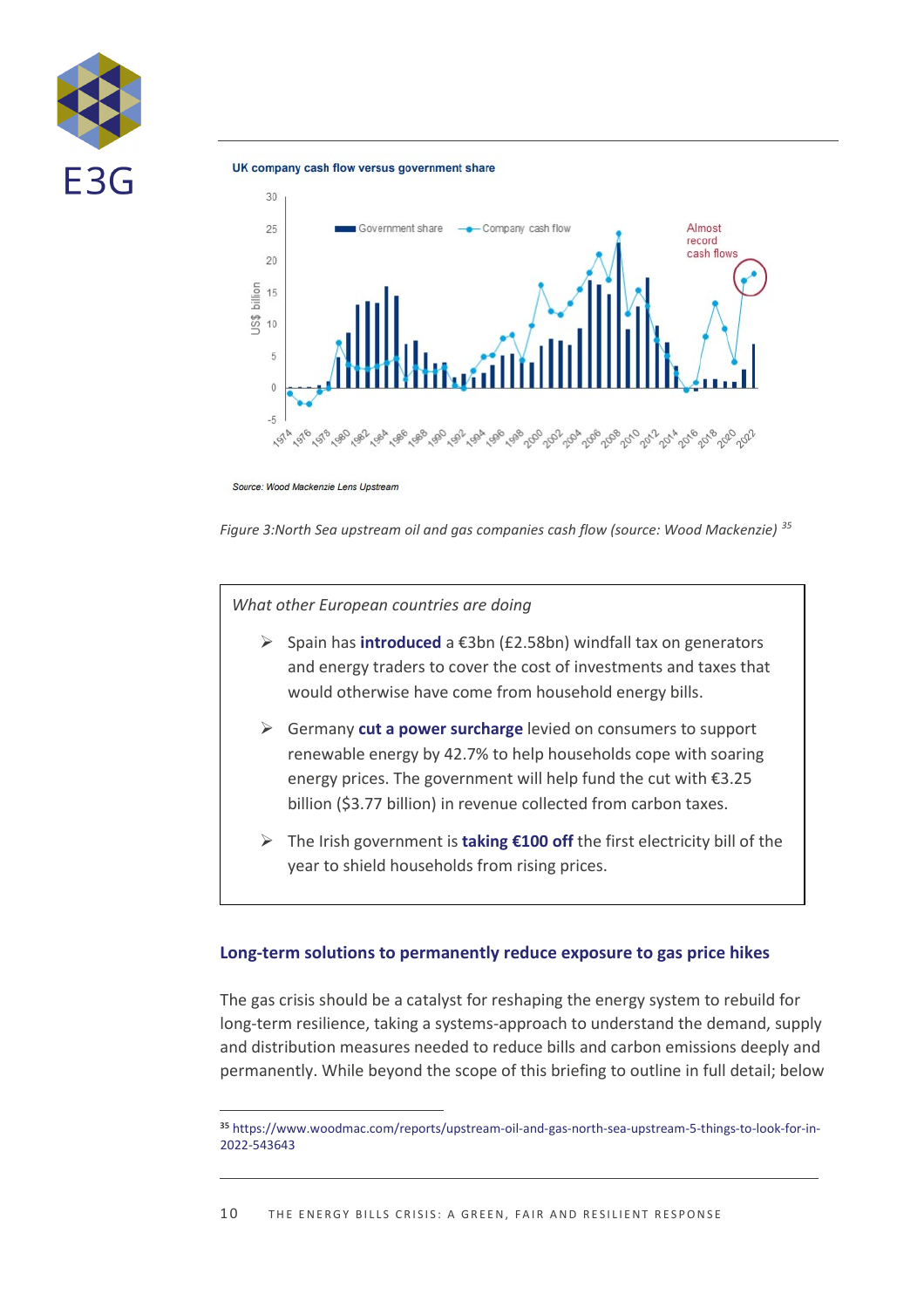UK company cash flow versus government share

Source: Wood Mackenzie Lens Upstream

*Figure 3:North Sea upstream oil and gas companies cash flow (source: Wood Mackenzie)* [35]

*What other European countries are doing*

- Spain has **introduced** a €3bn (£2.58bn) windfall tax on generators and energy traders to cover the cost of investments and taxes that would otherwise have come from household energy bills.
- Germany **cut a power surcharge** levied on consumers to support renewable energy by 42.7% to help households cope with soaring energy prices. The government will help fund the cut with €3.25 billion ($3.77 billion) in revenue collected from carbon taxes.
- The Irish government is **taking €100 off** the first electricity bill of the year to shield households from rising prices.

## Long-term solutions to permanently reduce exposure to gas price hikes

The gas crisis should be a catalyst for reshaping the energy system to rebuild for long-term resilience, taking a systems-approach to understand the demand, supply and distribution measures needed to reduce bills and carbon emissions deeply and permanently. While beyond the scope of this briefing to outline in full detail; below

[35] https://www.woodmac.com/reports/upstream-oil-and-gas-north-sea-upstream-5-things-to-look-for-in-2022-543643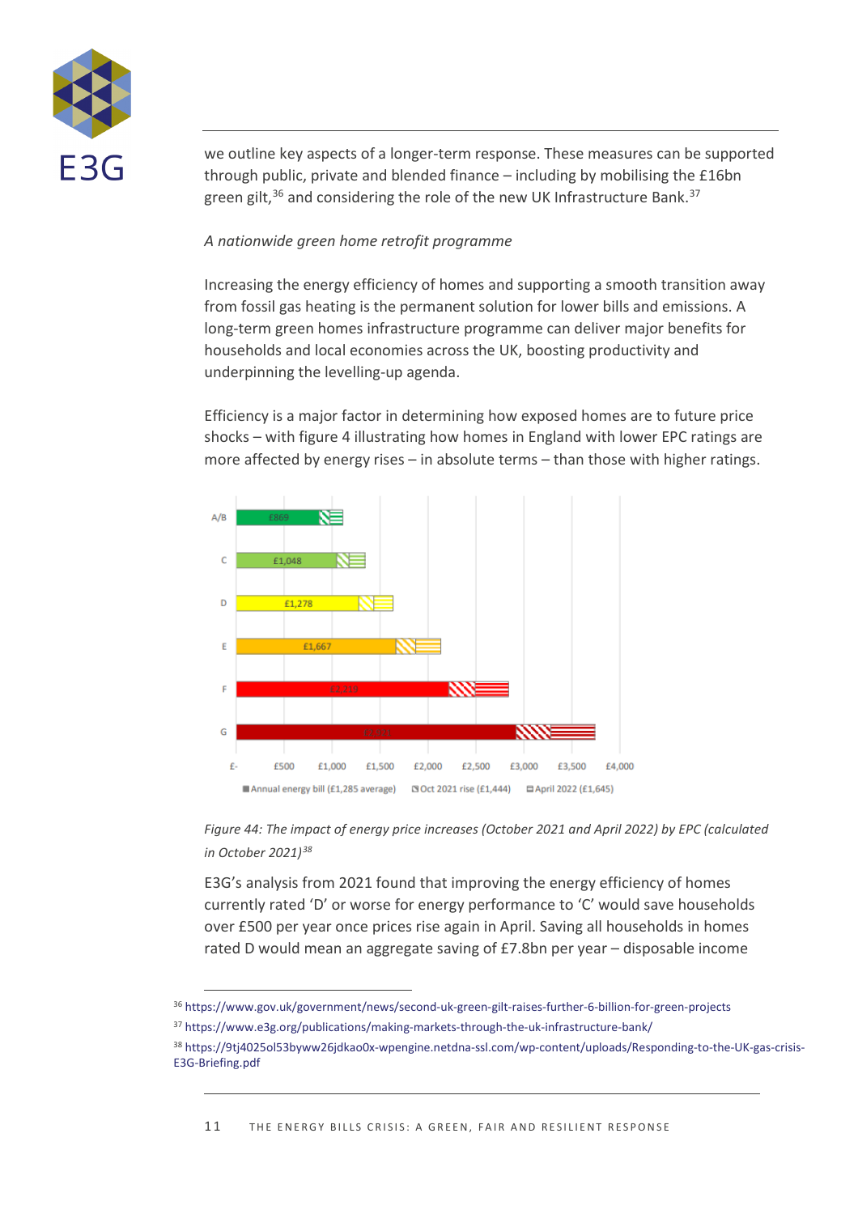we outline key aspects of a longer-term response. These measures can be supported through public, private and blended finance – including by mobilising the £16bn green gilt,[36] and considering the role of the new UK Infrastructure Bank.[37]

*A nationwide green home retrofit programme*

Increasing the energy efficiency of homes and supporting a smooth transition away from fossil gas heating is the permanent solution for lower bills and emissions. A long-term green homes infrastructure programme can deliver major benefits for households and local economies across the UK, boosting productivity and underpinning the levelling-up agenda.

Efficiency is a major factor in determining how exposed homes are to future price shocks – with figure 4 illustrating how homes in England with lower EPC ratings are more affected by energy rises – in absolute terms – than those with higher ratings.

| EPC | Annual energy bill |
|---|---|
| A/B | £869 |
| C | £1,048 |
| D | £1,278 |
| E | £1,667 |
| F | £2,219 |
| G | £2,921 |

Annual energy bill (£1,285 average) · Oct 2021 rise (£1,444) · April 2022 (£1,645)

*Figure 44: The impact of energy price increases (October 2021 and April 2022) by EPC (calculated in October 2021)[38]*

E3G's analysis from 2021 found that improving the energy efficiency of homes currently rated 'D' or worse for energy performance to 'C' would save households over £500 per year once prices rise again in April. Saving all households in homes rated D would mean an aggregate saving of £7.8bn per year – disposable income

[36] https://www.gov.uk/government/news/second-uk-green-gilt-raises-further-6-billion-for-green-projects

[37] https://www.e3g.org/publications/making-markets-through-the-uk-infrastructure-bank/

[38] https://9tj4025ol53byww26jdkao0x-wpengine.netdna-ssl.com/wp-content/uploads/Responding-to-the-UK-gas-crisis-E3G-Briefing.pdf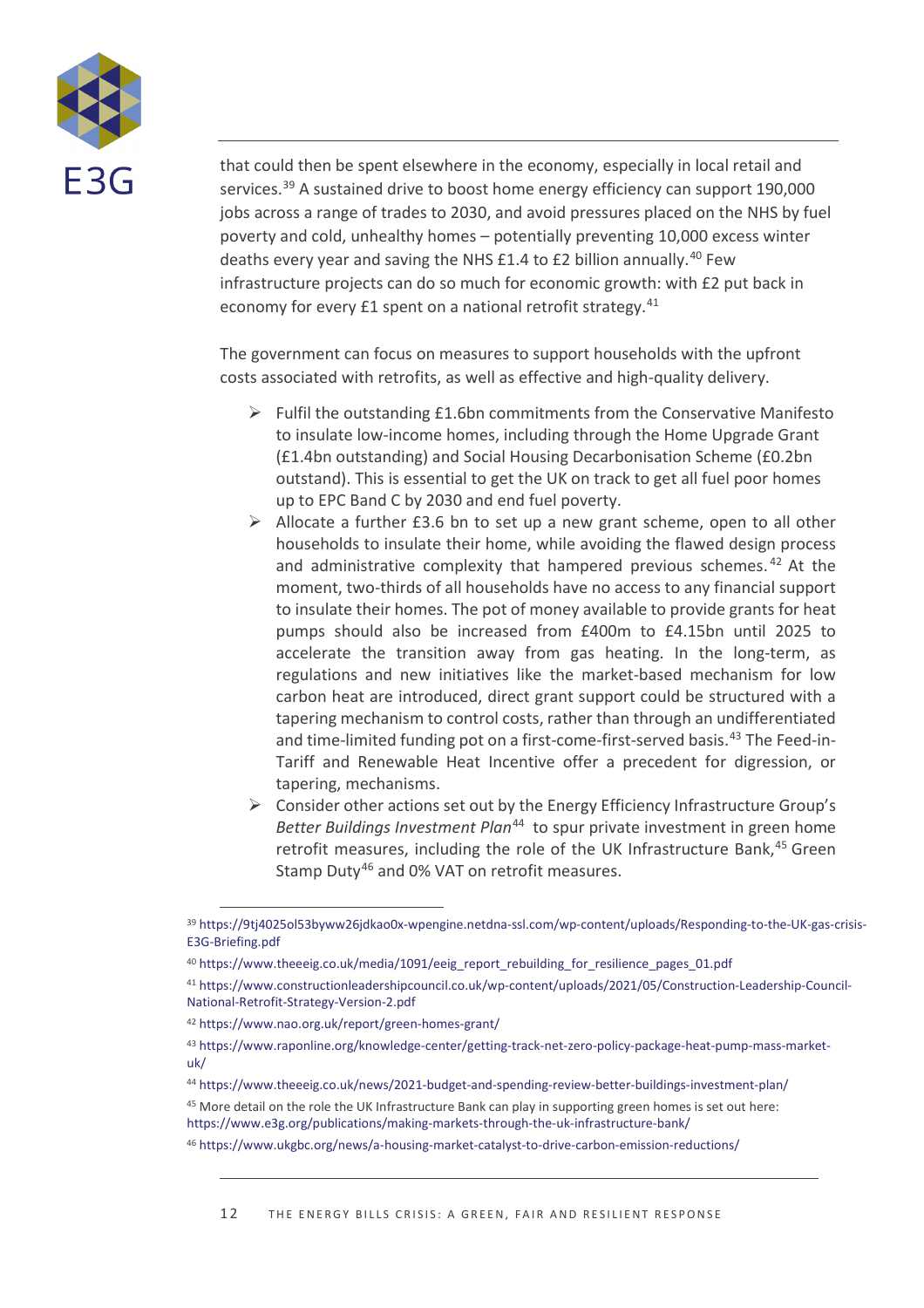that could then be spent elsewhere in the economy, especially in local retail and services.[39] A sustained drive to boost home energy efficiency can support 190,000 jobs across a range of trades to 2030, and avoid pressures placed on the NHS by fuel poverty and cold, unhealthy homes – potentially preventing 10,000 excess winter deaths every year and saving the NHS £1.4 to £2 billion annually.[40] Few infrastructure projects can do so much for economic growth: with £2 put back in economy for every £1 spent on a national retrofit strategy.[41]

The government can focus on measures to support households with the upfront costs associated with retrofits, as well as effective and high-quality delivery.

- Fulfil the outstanding £1.6bn commitments from the Conservative Manifesto to insulate low-income homes, including through the Home Upgrade Grant (£1.4bn outstanding) and Social Housing Decarbonisation Scheme (£0.2bn outstand). This is essential to get the UK on track to get all fuel poor homes up to EPC Band C by 2030 and end fuel poverty.
- Allocate a further £3.6 bn to set up a new grant scheme, open to all other households to insulate their home, while avoiding the flawed design process and administrative complexity that hampered previous schemes.[42] At the moment, two-thirds of all households have no access to any financial support to insulate their homes. The pot of money available to provide grants for heat pumps should also be increased from £400m to £4.15bn until 2025 to accelerate the transition away from gas heating. In the long-term, as regulations and new initiatives like the market-based mechanism for low carbon heat are introduced, direct grant support could be structured with a tapering mechanism to control costs, rather than through an undifferentiated and time-limited funding pot on a first-come-first-served basis.[43] The Feed-in-Tariff and Renewable Heat Incentive offer a precedent for digression, or tapering, mechanisms.
- Consider other actions set out by the Energy Efficiency Infrastructure Group's *Better Buildings Investment Plan*[44] to spur private investment in green home retrofit measures, including the role of the UK Infrastructure Bank,[45] Green Stamp Duty[46] and 0% VAT on retrofit measures.

---

[39] https://9tj4025ol53byww26jdkao0x-wpengine.netdna-ssl.com/wp-content/uploads/Responding-to-the-UK-gas-crisis-E3G-Briefing.pdf

[40] https://www.theeeig.co.uk/media/1091/eeig_report_rebuilding_for_resilience_pages_01.pdf

[41] https://www.constructionleadershipcouncil.co.uk/wp-content/uploads/2021/05/Construction-Leadership-Council-National-Retrofit-Strategy-Version-2.pdf

[42] https://www.nao.org.uk/report/green-homes-grant/

[43] https://www.raponline.org/knowledge-center/getting-track-net-zero-policy-package-heat-pump-mass-market-uk/

[44] https://www.theeeig.co.uk/news/2021-budget-and-spending-review-better-buildings-investment-plan/

[45] More detail on the role the UK Infrastructure Bank can play in supporting green homes is set out here: https://www.e3g.org/publications/making-markets-through-the-uk-infrastructure-bank/

[46] https://www.ukgbc.org/news/a-housing-market-catalyst-to-drive-carbon-emission-reductions/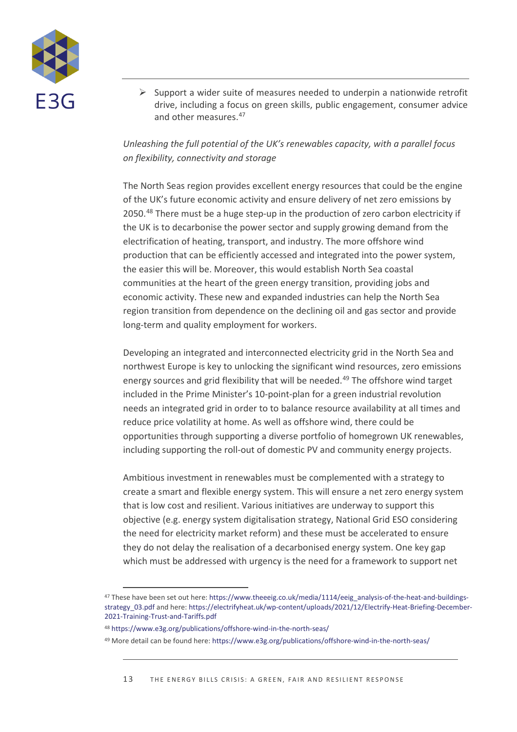- Support a wider suite of measures needed to underpin a nationwide retrofit drive, including a focus on green skills, public engagement, consumer advice and other measures.[47]

*Unleashing the full potential of the UK's renewables capacity, with a parallel focus on flexibility, connectivity and storage*

The North Seas region provides excellent energy resources that could be the engine of the UK's future economic activity and ensure delivery of net zero emissions by 2050.[48] There must be a huge step-up in the production of zero carbon electricity if the UK is to decarbonise the power sector and supply growing demand from the electrification of heating, transport, and industry. The more offshore wind production that can be efficiently accessed and integrated into the power system, the easier this will be. Moreover, this would establish North Sea coastal communities at the heart of the green energy transition, providing jobs and economic activity. These new and expanded industries can help the North Sea region transition from dependence on the declining oil and gas sector and provide long-term and quality employment for workers.

Developing an integrated and interconnected electricity grid in the North Sea and northwest Europe is key to unlocking the significant wind resources, zero emissions energy sources and grid flexibility that will be needed.[49] The offshore wind target included in the Prime Minister's 10-point-plan for a green industrial revolution needs an integrated grid in order to to balance resource availability at all times and reduce price volatility at home. As well as offshore wind, there could be opportunities through supporting a diverse portfolio of homegrown UK renewables, including supporting the roll-out of domestic PV and community energy projects.

Ambitious investment in renewables must be complemented with a strategy to create a smart and flexible energy system. This will ensure a net zero energy system that is low cost and resilient. Various initiatives are underway to support this objective (e.g. energy system digitalisation strategy, National Grid ESO considering the need for electricity market reform) and these must be accelerated to ensure they do not delay the realisation of a decarbonised energy system. One key gap which must be addressed with urgency is the need for a framework to support net

---

[47] These have been set out here: https://www.theeeig.co.uk/media/1114/eeig_analysis-of-the-heat-and-buildings-strategy_03.pdf and here: https://electrifyheat.uk/wp-content/uploads/2021/12/Electrify-Heat-Briefing-December-2021-Training-Trust-and-Tariffs.pdf

[48] https://www.e3g.org/publications/offshore-wind-in-the-north-seas/

[49] More detail can be found here: https://www.e3g.org/publications/offshore-wind-in-the-north-seas/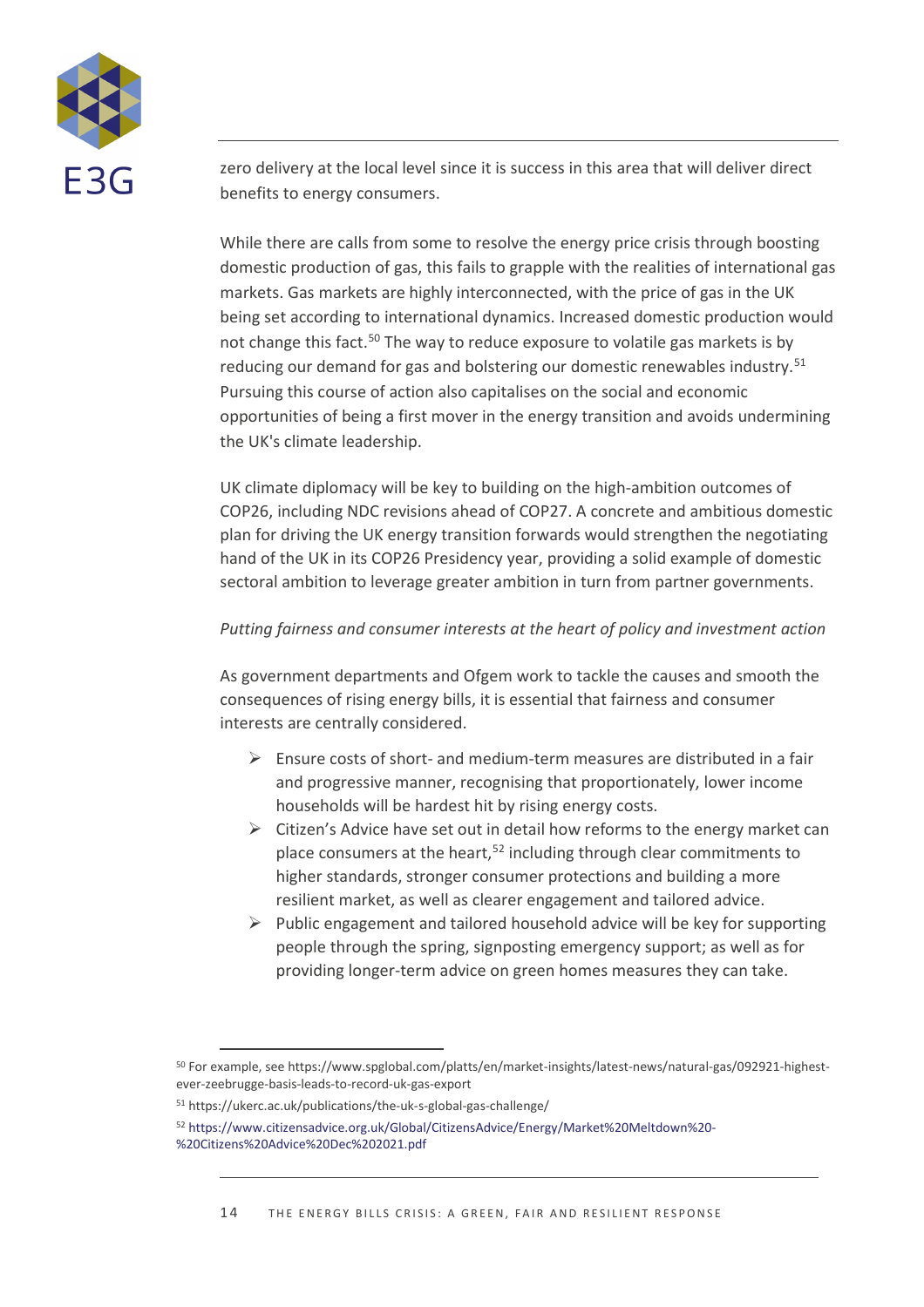zero delivery at the local level since it is success in this area that will deliver direct benefits to energy consumers.

While there are calls from some to resolve the energy price crisis through boosting domestic production of gas, this fails to grapple with the realities of international gas markets. Gas markets are highly interconnected, with the price of gas in the UK being set according to international dynamics. Increased domestic production would not change this fact.[50] The way to reduce exposure to volatile gas markets is by reducing our demand for gas and bolstering our domestic renewables industry.[51] Pursuing this course of action also capitalises on the social and economic opportunities of being a first mover in the energy transition and avoids undermining the UK's climate leadership.

UK climate diplomacy will be key to building on the high-ambition outcomes of COP26, including NDC revisions ahead of COP27. A concrete and ambitious domestic plan for driving the UK energy transition forwards would strengthen the negotiating hand of the UK in its COP26 Presidency year, providing a solid example of domestic sectoral ambition to leverage greater ambition in turn from partner governments.

*Putting fairness and consumer interests at the heart of policy and investment action*

As government departments and Ofgem work to tackle the causes and smooth the consequences of rising energy bills, it is essential that fairness and consumer interests are centrally considered.

- Ensure costs of short- and medium-term measures are distributed in a fair and progressive manner, recognising that proportionately, lower income households will be hardest hit by rising energy costs.
- Citizen's Advice have set out in detail how reforms to the energy market can place consumers at the heart,[52] including through clear commitments to higher standards, stronger consumer protections and building a more resilient market, as well as clearer engagement and tailored advice.
- Public engagement and tailored household advice will be key for supporting people through the spring, signposting emergency support; as well as for providing longer-term advice on green homes measures they can take.

---

[50] For example, see https://www.spglobal.com/platts/en/market-insights/latest-news/natural-gas/092921-highest-ever-zeebrugge-basis-leads-to-record-uk-gas-export

[51] https://ukerc.ac.uk/publications/the-uk-s-global-gas-challenge/

[52] https://www.citizensadvice.org.uk/Global/CitizensAdvice/Energy/Market%20Meltdown%20-%20Citizens%20Advice%20Dec%202021.pdf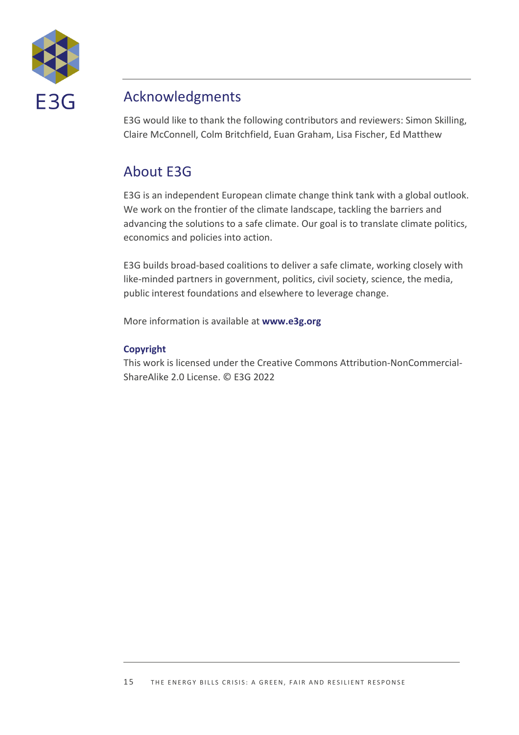## Acknowledgments

E3G would like to thank the following contributors and reviewers: Simon Skilling, Claire McConnell, Colm Britchfield, Euan Graham, Lisa Fischer, Ed Matthew

## About E3G

E3G is an independent European climate change think tank with a global outlook. We work on the frontier of the climate landscape, tackling the barriers and advancing the solutions to a safe climate. Our goal is to translate climate politics, economics and policies into action.

E3G builds broad-based coalitions to deliver a safe climate, working closely with like-minded partners in government, politics, civil society, science, the media, public interest foundations and elsewhere to leverage change.

More information is available at **www.e3g.org**

**Copyright**

This work is licensed under the Creative Commons Attribution-NonCommercial-ShareAlike 2.0 License. © E3G 2022